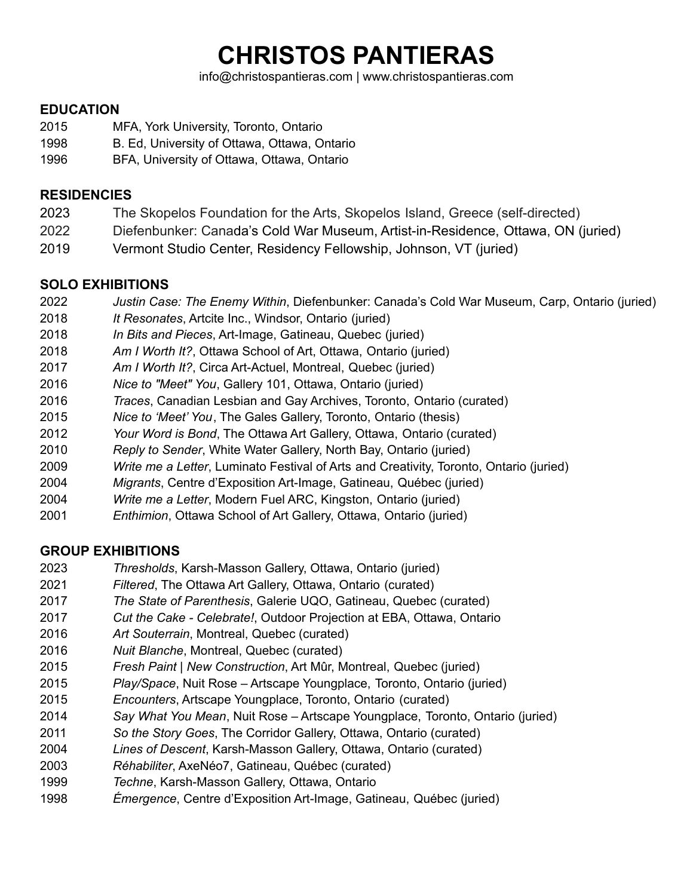# CHRISTOS PANTIERAS

info@christospantieras.com | www.christospantieras.com

## EDUCATION

2015 MFA, York University, Toronto, Ontario
1998 B. Ed, University of Ottawa, Ottawa, Ontario
1996 BFA, University of Ottawa, Ottawa, Ontario

## RESIDENCIES

2023 The Skopelos Foundation for the Arts, Skopelos Island, Greece (self-directed)
2022 Diefenbunker: Canada's Cold War Museum, Artist-in-Residence, Ottawa, ON (juried)
2019 Vermont Studio Center, Residency Fellowship, Johnson, VT (juried)

## SOLO EXHIBITIONS

2022 *Justin Case: The Enemy Within*, Diefenbunker: Canada's Cold War Museum, Carp, Ontario (juried)
2018 *It Resonates*, Artcite Inc., Windsor, Ontario (juried)
2018 *In Bits and Pieces*, Art-Image, Gatineau, Quebec (juried)
2018 *Am I Worth It?*, Ottawa School of Art, Ottawa, Ontario (juried)
2017 *Am I Worth It?*, Circa Art-Actuel, Montreal, Quebec (juried)
2016 *Nice to "Meet" You*, Gallery 101, Ottawa, Ontario (juried)
2016 *Traces*, Canadian Lesbian and Gay Archives, Toronto, Ontario (curated)
2015 *Nice to 'Meet' You*, The Gales Gallery, Toronto, Ontario (thesis)
2012 *Your Word is Bond*, The Ottawa Art Gallery, Ottawa, Ontario (curated)
2010 *Reply to Sender*, White Water Gallery, North Bay, Ontario (juried)
2009 *Write me a Letter*, Luminato Festival of Arts and Creativity, Toronto, Ontario (juried)
2004 *Migrants*, Centre d'Exposition Art-Image, Gatineau, Québec (juried)
2004 *Write me a Letter*, Modern Fuel ARC, Kingston, Ontario (juried)
2001 *Enthimion*, Ottawa School of Art Gallery, Ottawa, Ontario (juried)

## GROUP EXHIBITIONS

2023 *Thresholds*, Karsh-Masson Gallery, Ottawa, Ontario (juried)
2021 *Filtered*, The Ottawa Art Gallery, Ottawa, Ontario (curated)
2017 *The State of Parenthesis*, Galerie UQO, Gatineau, Quebec (curated)
2017 *Cut the Cake - Celebrate!*, Outdoor Projection at EBA, Ottawa, Ontario
2016 *Art Souterrain*, Montreal, Quebec (curated)
2016 *Nuit Blanche*, Montreal, Quebec (curated)
2015 *Fresh Paint | New Construction*, Art Mûr, Montreal, Quebec (juried)
2015 *Play/Space*, Nuit Rose – Artscape Youngplace, Toronto, Ontario (juried)
2015 *Encounters*, Artscape Youngplace, Toronto, Ontario (curated)
2014 *Say What You Mean*, Nuit Rose – Artscape Youngplace, Toronto, Ontario (juried)
2011 *So the Story Goes*, The Corridor Gallery, Ottawa, Ontario (curated)
2004 *Lines of Descent*, Karsh-Masson Gallery, Ottawa, Ontario (curated)
2003 *Réhabiliter*, AxeNéo7, Gatineau, Québec (curated)
1999 *Techne*, Karsh-Masson Gallery, Ottawa, Ontario
1998 *Émergence*, Centre d'Exposition Art-Image, Gatineau, Québec (juried)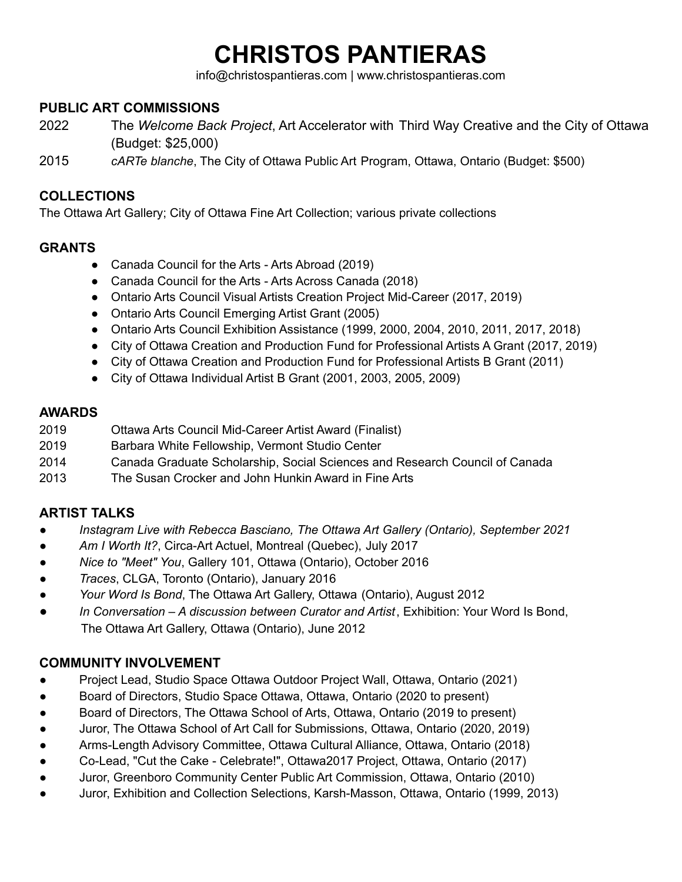# CHRISTOS PANTIERAS

info@christospantieras.com | www.christospantieras.com

## PUBLIC ART COMMISSIONS

2022 The *Welcome Back Project*, Art Accelerator with Third Way Creative and the City of Ottawa (Budget: $25,000)

2015 *cARTe blanche*, The City of Ottawa Public Art Program, Ottawa, Ontario (Budget: $500)

## COLLECTIONS

The Ottawa Art Gallery; City of Ottawa Fine Art Collection; various private collections

## GRANTS

- Canada Council for the Arts - Arts Abroad (2019)
- Canada Council for the Arts - Arts Across Canada (2018)
- Ontario Arts Council Visual Artists Creation Project Mid-Career (2017, 2019)
- Ontario Arts Council Emerging Artist Grant (2005)
- Ontario Arts Council Exhibition Assistance (1999, 2000, 2004, 2010, 2011, 2017, 2018)
- City of Ottawa Creation and Production Fund for Professional Artists A Grant (2017, 2019)
- City of Ottawa Creation and Production Fund for Professional Artists B Grant (2011)
- City of Ottawa Individual Artist B Grant (2001, 2003, 2005, 2009)

## AWARDS

2019 Ottawa Arts Council Mid-Career Artist Award (Finalist)

2019 Barbara White Fellowship, Vermont Studio Center

2014 Canada Graduate Scholarship, Social Sciences and Research Council of Canada

2013 The Susan Crocker and John Hunkin Award in Fine Arts

## ARTIST TALKS

- *Instagram Live with Rebecca Basciano, The Ottawa Art Gallery (Ontario), September 2021*
- *Am I Worth It?*, Circa-Art Actuel, Montreal (Quebec), July 2017
- *Nice to "Meet" You*, Gallery 101, Ottawa (Ontario), October 2016
- *Traces*, CLGA, Toronto (Ontario), January 2016
- *Your Word Is Bond*, The Ottawa Art Gallery, Ottawa (Ontario), August 2012
- *In Conversation – A discussion between Curator and Artist*, Exhibition: Your Word Is Bond, The Ottawa Art Gallery, Ottawa (Ontario), June 2012

## COMMUNITY INVOLVEMENT

- Project Lead, Studio Space Ottawa Outdoor Project Wall, Ottawa, Ontario (2021)
- Board of Directors, Studio Space Ottawa, Ottawa, Ontario (2020 to present)
- Board of Directors, The Ottawa School of Arts, Ottawa, Ontario (2019 to present)
- Juror, The Ottawa School of Art Call for Submissions, Ottawa, Ontario (2020, 2019)
- Arms-Length Advisory Committee, Ottawa Cultural Alliance, Ottawa, Ontario (2018)
- Co-Lead, "Cut the Cake - Celebrate!", Ottawa2017 Project, Ottawa, Ontario (2017)
- Juror, Greenboro Community Center Public Art Commission, Ottawa, Ontario (2010)
- Juror, Exhibition and Collection Selections, Karsh-Masson, Ottawa, Ontario (1999, 2013)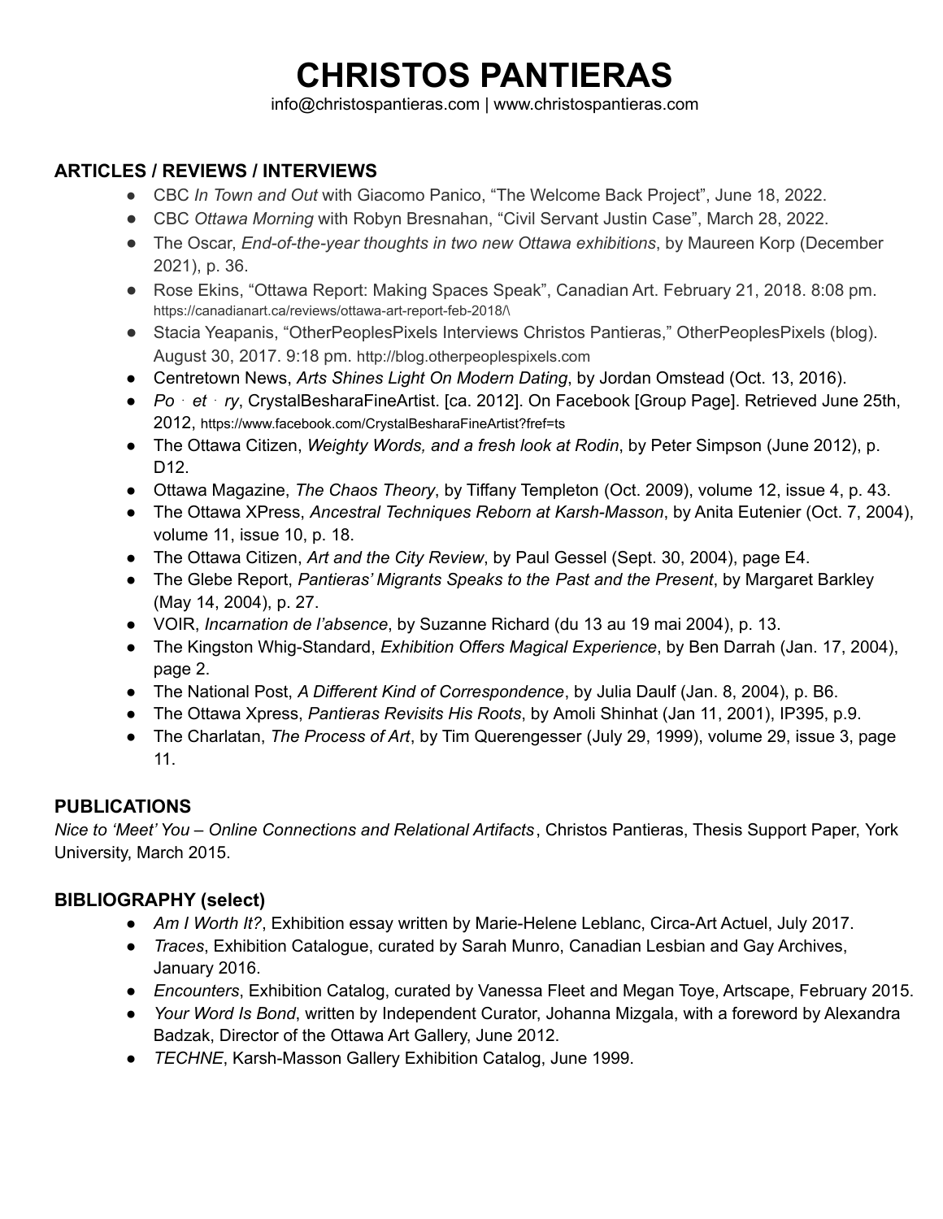# CHRISTOS PANTIERAS

info@christospantieras.com | www.christospantieras.com

## ARTICLES / REVIEWS / INTERVIEWS

- CBC *In Town and Out* with Giacomo Panico, “The Welcome Back Project”, June 18, 2022.
- CBC *Ottawa Morning* with Robyn Bresnahan, “Civil Servant Justin Case”, March 28, 2022.
- The Oscar, *End-of-the-year thoughts in two new Ottawa exhibitions*, by Maureen Korp (December 2021), p. 36.
- Rose Ekins, “Ottawa Report: Making Spaces Speak”, Canadian Art. February 21, 2018. 8:08 pm. https://canadianart.ca/reviews/ottawa-art-report-feb-2018/\
- Stacia Yeapanis, “OtherPeoplesPixels Interviews Christos Pantieras,” OtherPeoplesPixels (blog). August 30, 2017. 9:18 pm. http://blog.otherpeoplespixels.com
- Centretown News, *Arts Shines Light On Modern Dating*, by Jordan Omstead (Oct. 13, 2016).
- *Po · et · ry*, CrystalBesharaFineArtist. [ca. 2012]. On Facebook [Group Page]. Retrieved June 25th, 2012, https://www.facebook.com/CrystalBesharaFineArtist?fref=ts
- The Ottawa Citizen, *Weighty Words, and a fresh look at Rodin*, by Peter Simpson (June 2012), p. D12.
- Ottawa Magazine, *The Chaos Theory*, by Tiffany Templeton (Oct. 2009), volume 12, issue 4, p. 43.
- The Ottawa XPress, *Ancestral Techniques Reborn at Karsh-Masson*, by Anita Eutenier (Oct. 7, 2004), volume 11, issue 10, p. 18.
- The Ottawa Citizen, *Art and the City Review*, by Paul Gessel (Sept. 30, 2004), page E4.
- The Glebe Report, *Pantieras' Migrants Speaks to the Past and the Present*, by Margaret Barkley (May 14, 2004), p. 27.
- VOIR, *Incarnation de l'absence*, by Suzanne Richard (du 13 au 19 mai 2004), p. 13.
- The Kingston Whig-Standard, *Exhibition Offers Magical Experience*, by Ben Darrah (Jan. 17, 2004), page 2.
- The National Post, *A Different Kind of Correspondence*, by Julia Daulf (Jan. 8, 2004), p. B6.
- The Ottawa Xpress, *Pantieras Revisits His Roots*, by Amoli Shinhat (Jan 11, 2001), IP395, p.9.
- The Charlatan, *The Process of Art*, by Tim Querengesser (July 29, 1999), volume 29, issue 3, page 11.

## PUBLICATIONS

*Nice to 'Meet' You – Online Connections and Relational Artifacts*, Christos Pantieras, Thesis Support Paper, York University, March 2015.

## BIBLIOGRAPHY (select)

- *Am I Worth It?*, Exhibition essay written by Marie-Helene Leblanc, Circa-Art Actuel, July 2017.
- *Traces*, Exhibition Catalogue, curated by Sarah Munro, Canadian Lesbian and Gay Archives, January 2016.
- *Encounters*, Exhibition Catalog, curated by Vanessa Fleet and Megan Toye, Artscape, February 2015.
- *Your Word Is Bond*, written by Independent Curator, Johanna Mizgala, with a foreword by Alexandra Badzak, Director of the Ottawa Art Gallery, June 2012.
- *TECHNE*, Karsh-Masson Gallery Exhibition Catalog, June 1999.